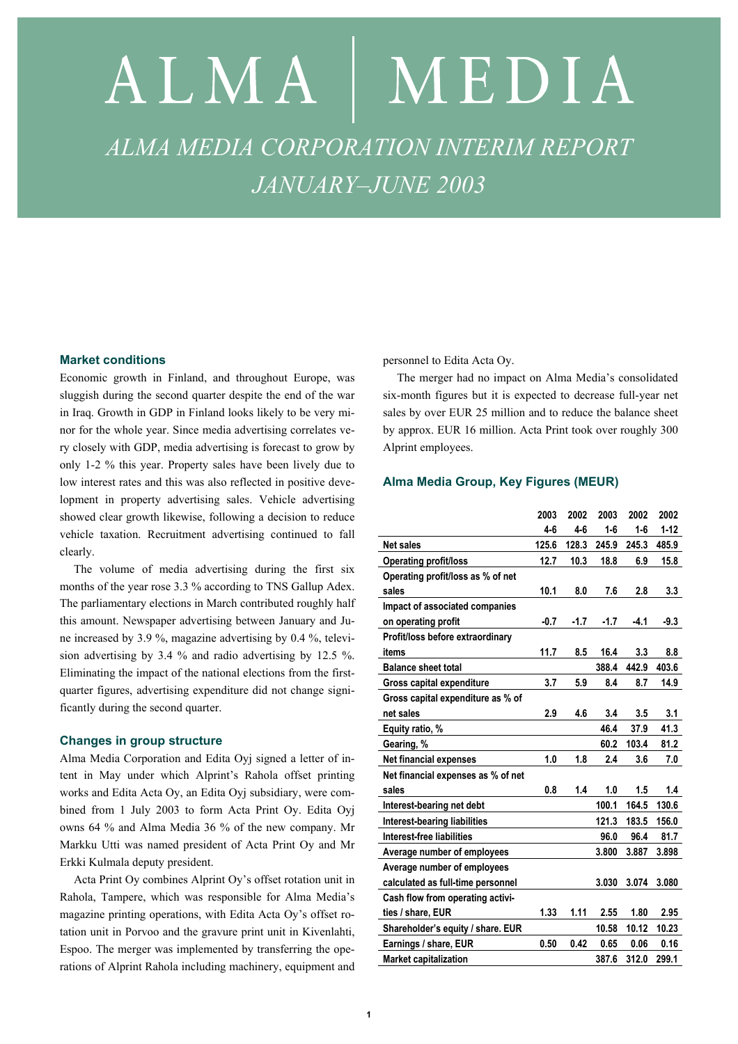# ALMA | MEDIA

## *ALMA MEDIA CORPORATION INTERIM REPORT JANUARY–JUNE 2003*

### Market conditions

Economic growth in Finland, and throughout Europe, was sluggish during the second quarter despite the end of the war in Iraq. Growth in GDP in Finland looks likely to be very minor for the whole year. Since media advertising correlates very closely with GDP, media advertising is forecast to grow by only 1-2 % this year. Property sales have been lively due to low interest rates and this was also reflected in positive development in property advertising sales. Vehicle advertising showed clear growth likewise, following a decision to reduce vehicle taxation. Recruitment advertising continued to fall clearly.

The volume of media advertising during the first six months of the year rose 3.3 % according to TNS Gallup Adex. The parliamentary elections in March contributed roughly half this amount. Newspaper advertising between January and June increased by 3.9 %, magazine advertising by 0.4 %, television advertising by 3.4 % and radio advertising by 12.5 %. Eliminating the impact of the national elections from the first-quarter figures, advertising expenditure did not change significantly during the second quarter.

### Changes in group structure

Alma Media Corporation and Edita Oyj signed a letter of intent in May under which Alprint's Rahola offset printing works and Edita Acta Oy, an Edita Oyj subsidiary, were combined from 1 July 2003 to form Acta Print Oy. Edita Oyj owns 64 % and Alma Media 36 % of the new company. Mr Markku Utti was named president of Acta Print Oy and Mr Erkki Kulmala deputy president.

Acta Print Oy combines Alprint Oy's offset rotation unit in Rahola, Tampere, which was responsible for Alma Media's magazine printing operations, with Edita Acta Oy's offset rotation unit in Porvoo and the gravure print unit in Kivenlahti, Espoo. The merger was implemented by transferring the operations of Alprint Rahola including machinery, equipment and personnel to Edita Acta Oy.

The merger had no impact on Alma Media's consolidated six-month figures but it is expected to decrease full-year net sales by over EUR 25 million and to reduce the balance sheet by approx. EUR 16 million. Acta Print took over roughly 300 Alprint employees.

### Alma Media Group, Key Figures (MEUR)

| | 2003 4-6 | 2002 4-6 | 2003 1-6 | 2002 1-6 | 2002 1-12 |
|---|---|---|---|---|---|
| **Net sales** | **125.6** | **128.3** | **245.9** | **245.3** | **485.9** |
| **Operating profit/loss** | **12.7** | **10.3** | **18.8** | **6.9** | **15.8** |
| **Operating profit/loss as % of net sales** | **10.1** | **8.0** | **7.6** | **2.8** | **3.3** |
| **Impact of associated companies on operating profit** | **-0.7** | **-1.7** | **-1.7** | **-4.1** | **-9.3** |
| **Profit/loss before extraordinary items** | **11.7** | **8.5** | **16.4** | **3.3** | **8.8** |
| **Balance sheet total** | | | **388.4** | **442.9** | **403.6** |
| **Gross capital expenditure** | **3.7** | **5.9** | **8.4** | **8.7** | **14.9** |
| **Gross capital expenditure as % of net sales** | **2.9** | **4.6** | **3.4** | **3.5** | **3.1** |
| **Equity ratio, %** | | | **46.4** | **37.9** | **41.3** |
| **Gearing, %** | | | **60.2** | **103.4** | **81.2** |
| **Net financial expenses** | **1.0** | **1.8** | **2.4** | **3.6** | **7.0** |
| **Net financial expenses as % of net sales** | **0.8** | **1.4** | **1.0** | **1.5** | **1.4** |
| **Interest-bearing net debt** | | | **100.1** | **164.5** | **130.6** |
| **Interest-bearing liabilities** | | | **121.3** | **183.5** | **156.0** |
| **Interest-free liabilities** | | | **96.0** | **96.4** | **81.7** |
| **Average number of employees** | | | **3.800** | **3.887** | **3.898** |
| **Average number of employees calculated as full-time personnel** | | | **3.030** | **3.074** | **3.080** |
| **Cash flow from operating activities / share, EUR** | **1.33** | **1.11** | **2.55** | **1.80** | **2.95** |
| **Shareholder's equity / share. EUR** | | | **10.58** | **10.12** | **10.23** |
| **Earnings / share, EUR** | **0.50** | **0.42** | **0.65** | **0.06** | **0.16** |
| **Market capitalization** | | | **387.6** | **312.0** | **299.1** |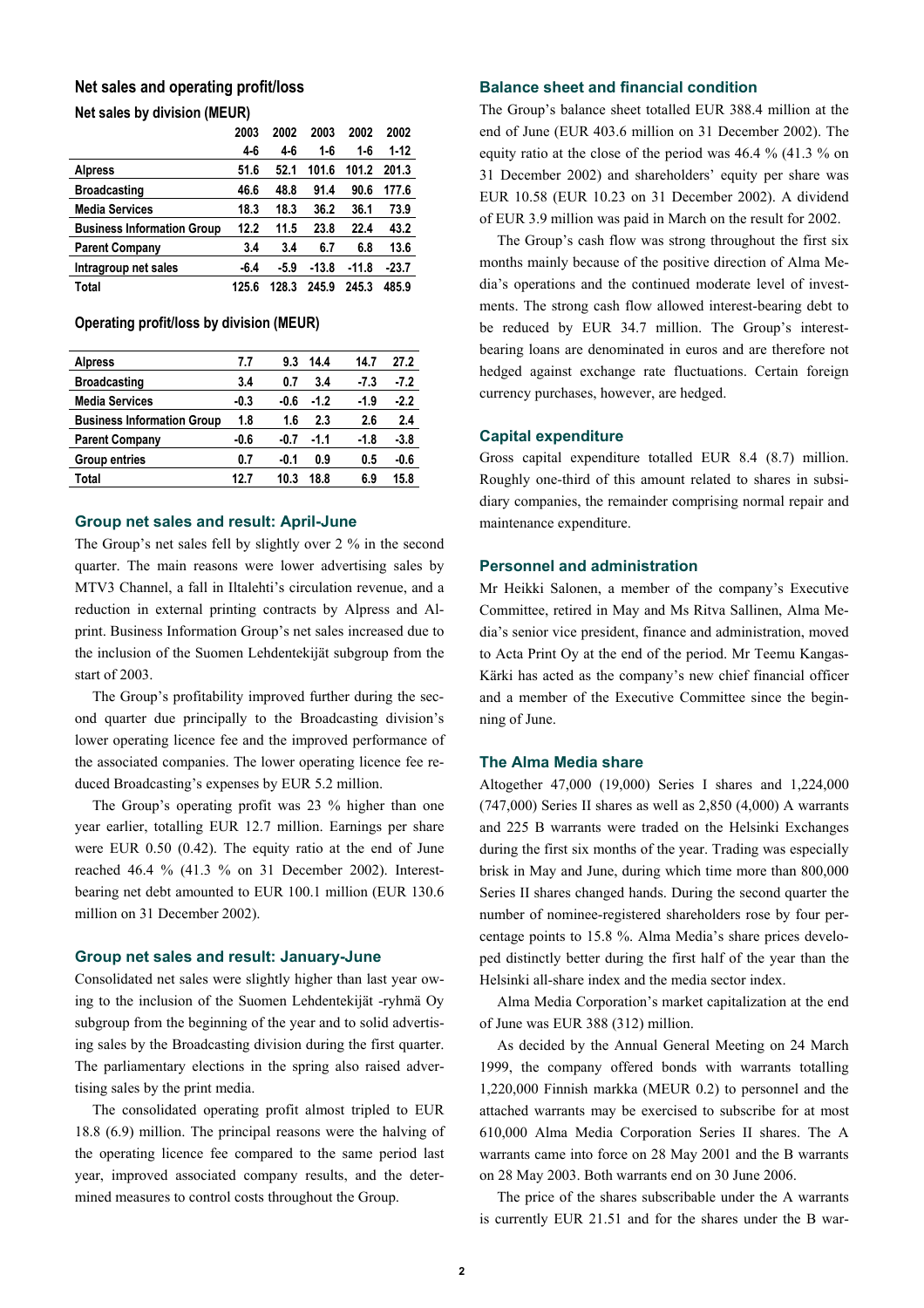## Net sales and operating profit/loss

### Net sales by division (MEUR)

| | 2003 | 2002 | 2003 | 2002 | 2002 |
|---|---|---|---|---|---|
| | 4-6 | 4-6 | 1-6 | 1-6 | 1-12 |
| **Alpress** | 51.6 | 52.1 | 101.6 | 101.2 | 201.3 |
| **Broadcasting** | 46.6 | 48.8 | 91.4 | 90.6 | 177.6 |
| **Media Services** | 18.3 | 18.3 | 36.2 | 36.1 | 73.9 |
| **Business Information Group** | 12.2 | 11.5 | 23.8 | 22.4 | 43.2 |
| **Parent Company** | 3.4 | 3.4 | 6.7 | 6.8 | 13.6 |
| **Intragroup net sales** | -6.4 | -5.9 | -13.8 | -11.8 | -23.7 |
| **Total** | 125.6 | 128.3 | 245.9 | 245.3 | 485.9 |

### Operating profit/loss by division (MEUR)

| | | | | | |
|---|---|---|---|---|---|
| **Alpress** | 7.7 | 9.3 | 14.4 | 14.7 | 27.2 |
| **Broadcasting** | 3.4 | 0.7 | 3.4 | -7.3 | -7.2 |
| **Media Services** | -0.3 | -0.6 | -1.2 | -1.9 | -2.2 |
| **Business Information Group** | 1.8 | 1.6 | 2.3 | 2.6 | 2.4 |
| **Parent Company** | -0.6 | -0.7 | -1.1 | -1.8 | -3.8 |
| **Group entries** | 0.7 | -0.1 | 0.9 | 0.5 | -0.6 |
| **Total** | 12.7 | 10.3 | 18.8 | 6.9 | 15.8 |

### Group net sales and result: April-June

The Group's net sales fell by slightly over 2 % in the second quarter. The main reasons were lower advertising sales by MTV3 Channel, a fall in Iltalehti's circulation revenue, and a reduction in external printing contracts by Alpress and Alprint. Business Information Group's net sales increased due to the inclusion of the Suomen Lehdentekijät subgroup from the start of 2003.

The Group's profitability improved further during the second quarter due principally to the Broadcasting division's lower operating licence fee and the improved performance of the associated companies. The lower operating licence fee reduced Broadcasting's expenses by EUR 5.2 million.

The Group's operating profit was 23 % higher than one year earlier, totalling EUR 12.7 million. Earnings per share were EUR 0.50 (0.42). The equity ratio at the end of June reached 46.4 % (41.3 % on 31 December 2002). Interest-bearing net debt amounted to EUR 100.1 million (EUR 130.6 million on 31 December 2002).

### Group net sales and result: January-June

Consolidated net sales were slightly higher than last year owing to the inclusion of the Suomen Lehdentekijät -ryhmä Oy subgroup from the beginning of the year and to solid advertising sales by the Broadcasting division during the first quarter. The parliamentary elections in the spring also raised advertising sales by the print media.

The consolidated operating profit almost tripled to EUR 18.8 (6.9) million. The principal reasons were the halving of the operating licence fee compared to the same period last year, improved associated company results, and the determined measures to control costs throughout the Group.

### Balance sheet and financial condition

The Group's balance sheet totalled EUR 388.4 million at the end of June (EUR 403.6 million on 31 December 2002). The equity ratio at the close of the period was 46.4 % (41.3 % on 31 December 2002) and shareholders' equity per share was EUR 10.58 (EUR 10.23 on 31 December 2002). A dividend of EUR 3.9 million was paid in March on the result for 2002.

The Group's cash flow was strong throughout the first six months mainly because of the positive direction of Alma Media's operations and the continued moderate level of investments. The strong cash flow allowed interest-bearing debt to be reduced by EUR 34.7 million. The Group's interest-bearing loans are denominated in euros and are therefore not hedged against exchange rate fluctuations. Certain foreign currency purchases, however, are hedged.

### Capital expenditure

Gross capital expenditure totalled EUR 8.4 (8.7) million. Roughly one-third of this amount related to shares in subsidiary companies, the remainder comprising normal repair and maintenance expenditure.

### Personnel and administration

Mr Heikki Salonen, a member of the company's Executive Committee, retired in May and Ms Ritva Sallinen, Alma Media's senior vice president, finance and administration, moved to Acta Print Oy at the end of the period. Mr Teemu Kangas-Kärki has acted as the company's new chief financial officer and a member of the Executive Committee since the beginning of June.

### The Alma Media share

Altogether 47,000 (19,000) Series I shares and 1,224,000 (747,000) Series II shares as well as 2,850 (4,000) A warrants and 225 B warrants were traded on the Helsinki Exchanges during the first six months of the year. Trading was especially brisk in May and June, during which time more than 800,000 Series II shares changed hands. During the second quarter the number of nominee-registered shareholders rose by four percentage points to 15.8 %. Alma Media's share prices developed distinctly better during the first half of the year than the Helsinki all-share index and the media sector index.

Alma Media Corporation's market capitalization at the end of June was EUR 388 (312) million.

As decided by the Annual General Meeting on 24 March 1999, the company offered bonds with warrants totalling 1,220,000 Finnish markka (MEUR 0.2) to personnel and the attached warrants may be exercised to subscribe for at most 610,000 Alma Media Corporation Series II shares. The A warrants came into force on 28 May 2001 and the B warrants on 28 May 2003. Both warrants end on 30 June 2006.

The price of the shares subscribable under the A warrants is currently EUR 21.51 and for the shares under the B war-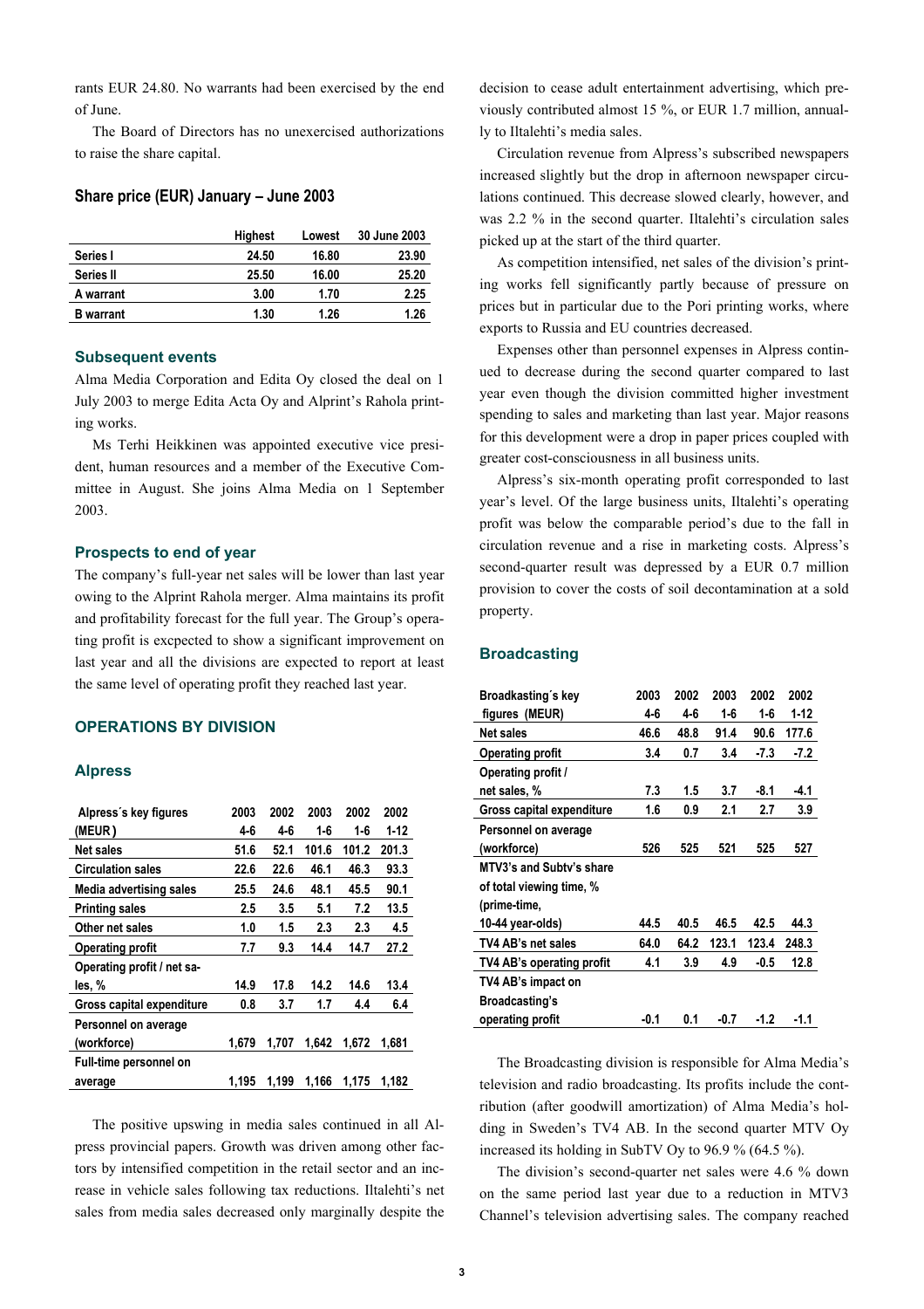rants EUR 24.80. No warrants had been exercised by the end of June.

The Board of Directors has no unexercised authorizations to raise the share capital.

### Share price (EUR) January – June 2003

| | Highest | Lowest | 30 June 2003 |
|---|---|---|---|
| Series I | 24.50 | 16.80 | 23.90 |
| Series II | 25.50 | 16.00 | 25.20 |
| A warrant | 3.00 | 1.70 | 2.25 |
| B warrant | 1.30 | 1.26 | 1.26 |

### Subsequent events

Alma Media Corporation and Edita Oy closed the deal on 1 July 2003 to merge Edita Acta Oy and Alprint's Rahola printing works.

Ms Terhi Heikkinen was appointed executive vice president, human resources and a member of the Executive Committee in August. She joins Alma Media on 1 September 2003.

### Prospects to end of year

The company's full-year net sales will be lower than last year owing to the Alprint Rahola merger. Alma maintains its profit and profitability forecast for the full year. The Group's operating profit is excpected to show a significant improvement on last year and all the divisions are expected to report at least the same level of operating profit they reached last year.

## OPERATIONS BY DIVISION

### Alpress

| Alpress´s key figures (MEUR) | 2003 4-6 | 2002 4-6 | 2003 1-6 | 2002 1-6 | 2002 1-12 |
|---|---|---|---|---|---|
| Net sales | 51.6 | 52.1 | 101.6 | 101.2 | 201.3 |
| Circulation sales | 22.6 | 22.6 | 46.1 | 46.3 | 93.3 |
| Media advertising sales | 25.5 | 24.6 | 48.1 | 45.5 | 90.1 |
| Printing sales | 2.5 | 3.5 | 5.1 | 7.2 | 13.5 |
| Other net sales | 1.0 | 1.5 | 2.3 | 2.3 | 4.5 |
| Operating profit | 7.7 | 9.3 | 14.4 | 14.7 | 27.2 |
| Operating profit / net sales, % | 14.9 | 17.8 | 14.2 | 14.6 | 13.4 |
| Gross capital expenditure | 0.8 | 3.7 | 1.7 | 4.4 | 6.4 |
| Personnel on average (workforce) | 1,679 | 1,707 | 1,642 | 1,672 | 1,681 |
| Full-time personnel on average | 1,195 | 1,199 | 1,166 | 1,175 | 1,182 |

The positive upswing in media sales continued in all Alpress provincial papers. Growth was driven among other factors by intensified competition in the retail sector and an increase in vehicle sales following tax reductions. Iltalehti's net sales from media sales decreased only marginally despite the decision to cease adult entertainment advertising, which previously contributed almost 15 %, or EUR 1.7 million, annually to Iltalehti's media sales.

Circulation revenue from Alpress's subscribed newspapers increased slightly but the drop in afternoon newspaper circulations continued. This decrease slowed clearly, however, and was 2.2 % in the second quarter. Iltalehti's circulation sales picked up at the start of the third quarter.

As competition intensified, net sales of the division's printing works fell significantly partly because of pressure on prices but in particular due to the Pori printing works, where exports to Russia and EU countries decreased.

Expenses other than personnel expenses in Alpress continued to decrease during the second quarter compared to last year even though the division committed higher investment spending to sales and marketing than last year. Major reasons for this development were a drop in paper prices coupled with greater cost-consciousness in all business units.

Alpress's six-month operating profit corresponded to last year's level. Of the large business units, Iltalehti's operating profit was below the comparable period's due to the fall in circulation revenue and a rise in marketing costs. Alpress's second-quarter result was depressed by a EUR 0.7 million provision to cover the costs of soil decontamination at a sold property.

### Broadcasting

| Broadkasting´s key figures (MEUR) | 2003 4-6 | 2002 4-6 | 2003 1-6 | 2002 1-6 | 2002 1-12 |
|---|---|---|---|---|---|
| Net sales | 46.6 | 48.8 | 91.4 | 90.6 | 177.6 |
| Operating profit | 3.4 | 0.7 | 3.4 | -7.3 | -7.2 |
| Operating profit / net sales, % | 7.3 | 1.5 | 3.7 | -8.1 | -4.1 |
| Gross capital expenditure | 1.6 | 0.9 | 2.1 | 2.7 | 3.9 |
| Personnel on average (workforce) | 526 | 525 | 521 | 525 | 527 |
| MTV3's and Subtv's share of total viewing time, % (prime-time, 10-44 year-olds) | 44.5 | 40.5 | 46.5 | 42.5 | 44.3 |
| TV4 AB's net sales | 64.0 | 64.2 | 123.1 | 123.4 | 248.3 |
| TV4 AB's operating profit | 4.1 | 3.9 | 4.9 | -0.5 | 12.8 |
| TV4 AB's impact on Broadcasting's operating profit | -0.1 | 0.1 | -0.7 | -1.2 | -1.1 |

The Broadcasting division is responsible for Alma Media's television and radio broadcasting. Its profits include the contribution (after goodwill amortization) of Alma Media's holding in Sweden's TV4 AB. In the second quarter MTV Oy increased its holding in SubTV Oy to 96.9 % (64.5 %).

The division's second-quarter net sales were 4.6 % down on the same period last year due to a reduction in MTV3 Channel's television advertising sales. The company reached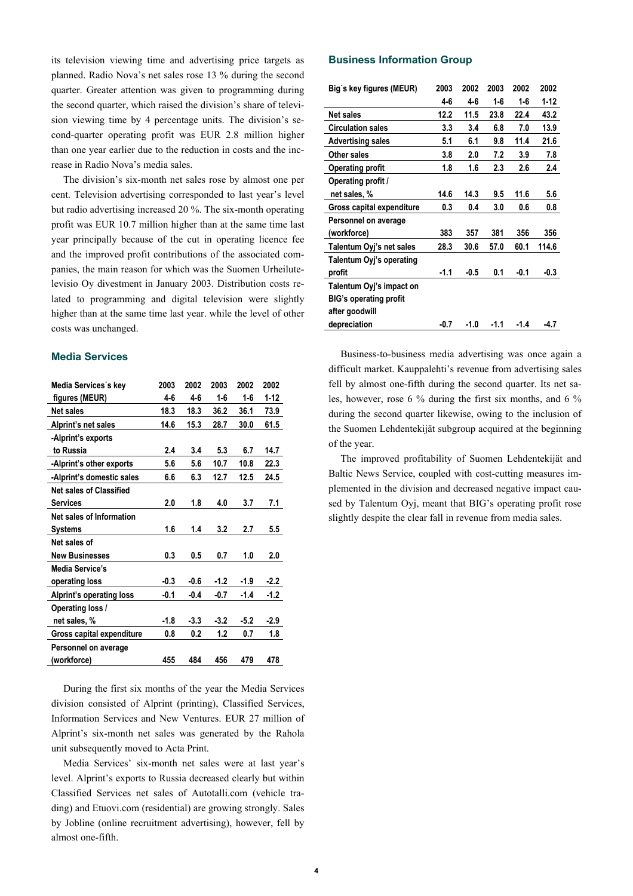its television viewing time and advertising price targets as planned. Radio Nova's net sales rose 13 % during the second quarter. Greater attention was given to programming during the second quarter, which raised the division's share of television viewing time by 4 percentage units. The division's second-quarter operating profit was EUR 2.8 million higher than one year earlier due to the reduction in costs and the increase in Radio Nova's media sales.

The division's six-month net sales rose by almost one per cent. Television advertising corresponded to last year's level but radio advertising increased 20 %. The six-month operating profit was EUR 10.7 million higher than at the same time last year principally because of the cut in operating licence fee and the improved profit contributions of the associated companies, the main reason for which was the Suomen Urheilutelevisio Oy divestment in January 2003. Distribution costs related to programming and digital television were slightly higher than at the same time last year. while the level of other costs was unchanged.

## Media Services

| Media Services´s key figures (MEUR) | 2003 4-6 | 2002 4-6 | 2003 1-6 | 2002 1-6 | 2002 1-12 |
|---|---|---|---|---|---|
| Net sales | 18.3 | 18.3 | 36.2 | 36.1 | 73.9 |
| Alprint's net sales | 14.6 | 15.3 | 28.7 | 30.0 | 61.5 |
| -Alprint's exports to Russia | 2.4 | 3.4 | 5.3 | 6.7 | 14.7 |
| -Alprint's other exports | 5.6 | 5.6 | 10.7 | 10.8 | 22.3 |
| -Alprint's domestic sales | 6.6 | 6.3 | 12.7 | 12.5 | 24.5 |
| Net sales of Classified Services | 2.0 | 1.8 | 4.0 | 3.7 | 7.1 |
| Net sales of Information Systems | 1.6 | 1.4 | 3.2 | 2.7 | 5.5 |
| Net sales of New Businesses | 0.3 | 0.5 | 0.7 | 1.0 | 2.0 |
| Media Service's operating loss | -0.3 | -0.6 | -1.2 | -1.9 | -2.2 |
| Alprint's operating loss | -0.1 | -0.4 | -0.7 | -1.4 | -1.2 |
| Operating loss / net sales, % | -1.8 | -3.3 | -3.2 | -5.2 | -2.9 |
| Gross capital expenditure | 0.8 | 0.2 | 1.2 | 0.7 | 1.8 |
| Personnel on average (workforce) | 455 | 484 | 456 | 479 | 478 |

During the first six months of the year the Media Services division consisted of Alprint (printing), Classified Services, Information Services and New Ventures. EUR 27 million of Alprint's six-month net sales was generated by the Rahola unit subsequently moved to Acta Print.

Media Services' six-month net sales were at last year's level. Alprint's exports to Russia decreased clearly but within Classified Services net sales of Autotalli.com (vehicle trading) and Etuovi.com (residential) are growing strongly. Sales by Jobline (online recruitment advertising), however, fell by almost one-fifth.

## Business Information Group

| Big´s key figures (MEUR) | 2003 4-6 | 2002 4-6 | 2003 1-6 | 2002 1-6 | 2002 1-12 |
|---|---|---|---|---|---|
| Net sales | 12.2 | 11.5 | 23.8 | 22.4 | 43.2 |
| Circulation sales | 3.3 | 3.4 | 6.8 | 7.0 | 13.9 |
| Advertising sales | 5.1 | 6.1 | 9.8 | 11.4 | 21.6 |
| Other sales | 3.8 | 2.0 | 7.2 | 3.9 | 7.8 |
| Operating profit | 1.8 | 1.6 | 2.3 | 2.6 | 2.4 |
| Operating profit / net sales, % | 14.6 | 14.3 | 9.5 | 11.6 | 5.6 |
| Gross capital expenditure | 0.3 | 0.4 | 3.0 | 0.6 | 0.8 |
| Personnel on average (workforce) | 383 | 357 | 381 | 356 | 356 |
| Talentum Oyj's net sales | 28.3 | 30.6 | 57.0 | 60.1 | 114.6 |
| Talentum Oyj's operating profit | -1.1 | -0.5 | 0.1 | -0.1 | -0.3 |
| Talentum Oyj's impact on BIG's operating profit after goodwill depreciation | -0.7 | -1.0 | -1.1 | -1.4 | -4.7 |

Business-to-business media advertising was once again a difficult market. Kauppalehti's revenue from advertising sales fell by almost one-fifth during the second quarter. Its net sales, however, rose 6 % during the first six months, and 6 % during the second quarter likewise, owing to the inclusion of the Suomen Lehdentekijät subgroup acquired at the beginning of the year.

The improved profitability of Suomen Lehdentekijät and Baltic News Service, coupled with cost-cutting measures implemented in the division and decreased negative impact caused by Talentum Oyj, meant that BIG's operating profit rose slightly despite the clear fall in revenue from media sales.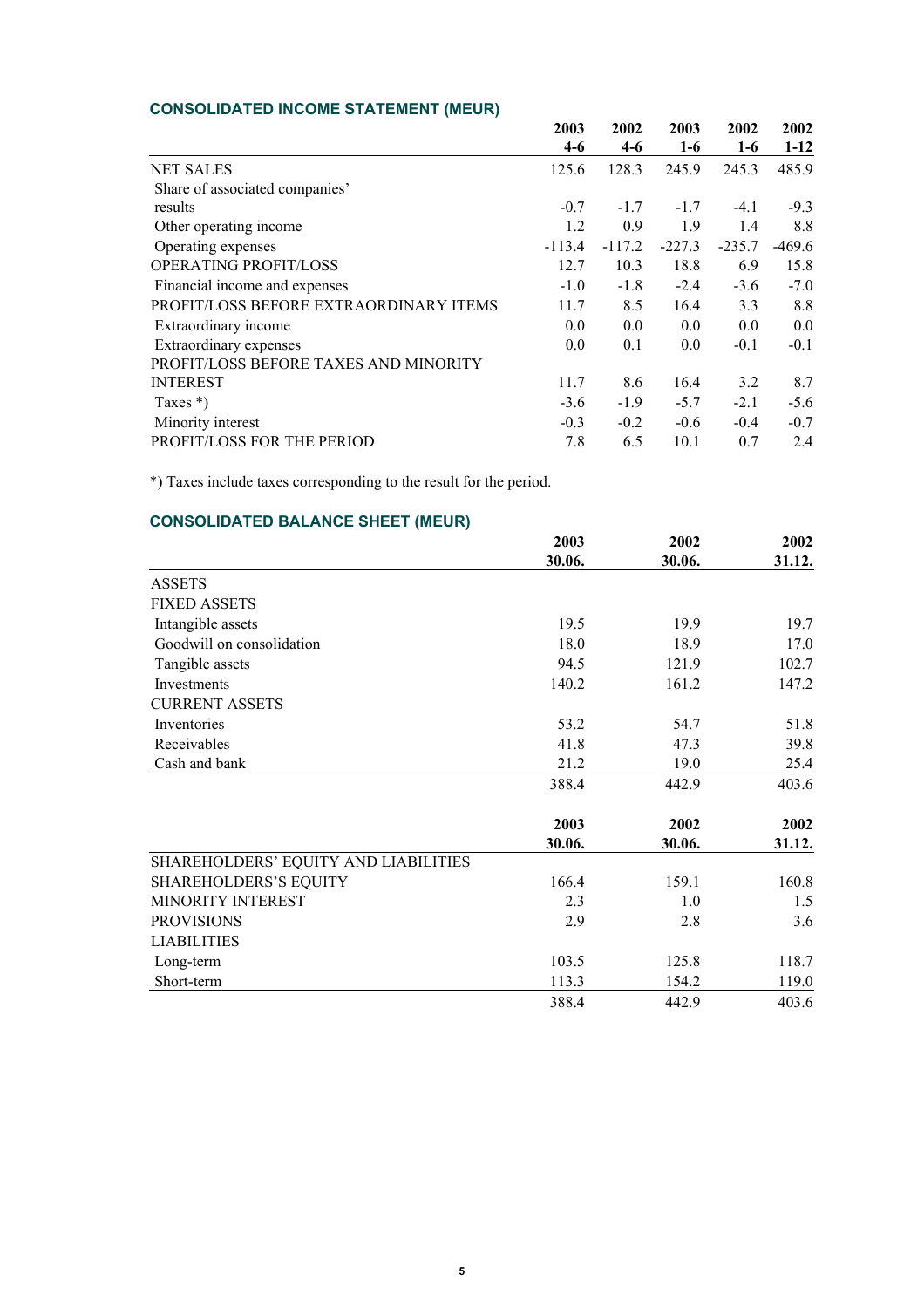### CONSOLIDATED INCOME STATEMENT (MEUR)

| | 2003 4-6 | 2002 4-6 | 2003 1-6 | 2002 1-6 | 2002 1-12 |
|---|---|---|---|---|---|
| NET SALES | 125.6 | 128.3 | 245.9 | 245.3 | 485.9 |
| Share of associated companies' results | -0.7 | -1.7 | -1.7 | -4.1 | -9.3 |
| Other operating income | 1.2 | 0.9 | 1.9 | 1.4 | 8.8 |
| Operating expenses | -113.4 | -117.2 | -227.3 | -235.7 | -469.6 |
| OPERATING PROFIT/LOSS | 12.7 | 10.3 | 18.8 | 6.9 | 15.8 |
| Financial income and expenses | -1.0 | -1.8 | -2.4 | -3.6 | -7.0 |
| PROFIT/LOSS BEFORE EXTRAORDINARY ITEMS | 11.7 | 8.5 | 16.4 | 3.3 | 8.8 |
| Extraordinary income | 0.0 | 0.0 | 0.0 | 0.0 | 0.0 |
| Extraordinary expenses | 0.0 | 0.1 | 0.0 | -0.1 | -0.1 |
| PROFIT/LOSS BEFORE TAXES AND MINORITY INTEREST | 11.7 | 8.6 | 16.4 | 3.2 | 8.7 |
| Taxes *) | -3.6 | -1.9 | -5.7 | -2.1 | -5.6 |
| Minority interest | -0.3 | -0.2 | -0.6 | -0.4 | -0.7 |
| PROFIT/LOSS FOR THE PERIOD | 7.8 | 6.5 | 10.1 | 0.7 | 2.4 |

*) Taxes include taxes corresponding to the result for the period.

### CONSOLIDATED BALANCE SHEET (MEUR)

| | 2003 30.06. | 2002 30.06. | 2002 31.12. |
|---|---|---|---|
| ASSETS | | | |
| FIXED ASSETS | | | |
| Intangible assets | 19.5 | 19.9 | 19.7 |
| Goodwill on consolidation | 18.0 | 18.9 | 17.0 |
| Tangible assets | 94.5 | 121.9 | 102.7 |
| Investments | 140.2 | 161.2 | 147.2 |
| CURRENT ASSETS | | | |
| Inventories | 53.2 | 54.7 | 51.8 |
| Receivables | 41.8 | 47.3 | 39.8 |
| Cash and bank | 21.2 | 19.0 | 25.4 |
| | 388.4 | 442.9 | 403.6 |

| | 2003 30.06. | 2002 30.06. | 2002 31.12. |
|---|---|---|---|
| SHAREHOLDERS' EQUITY AND LIABILITIES | | | |
| SHAREHOLDERS'S EQUITY | 166.4 | 159.1 | 160.8 |
| MINORITY INTEREST | 2.3 | 1.0 | 1.5 |
| PROVISIONS | 2.9 | 2.8 | 3.6 |
| LIABILITIES | | | |
| Long-term | 103.5 | 125.8 | 118.7 |
| Short-term | 113.3 | 154.2 | 119.0 |
| | 388.4 | 442.9 | 403.6 |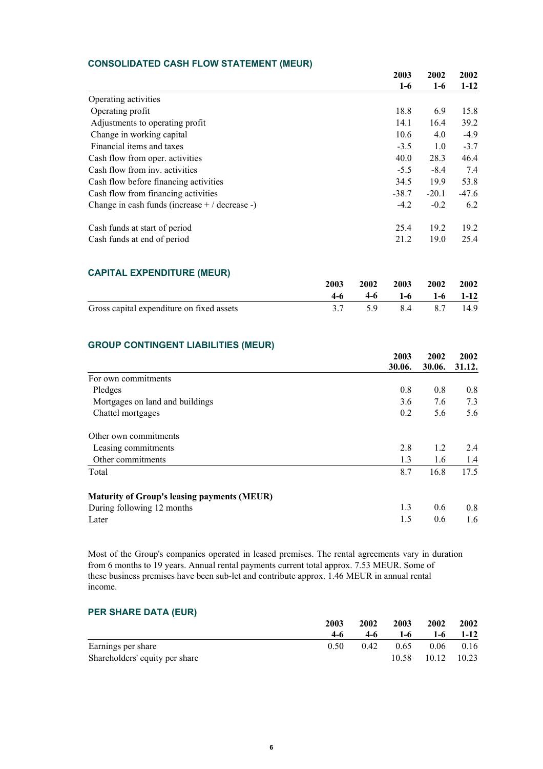### CONSOLIDATED CASH FLOW STATEMENT (MEUR)

| | 2003 1-6 | 2002 1-6 | 2002 1-12 |
|---|---|---|---|
| Operating activities | | | |
| Operating profit | 18.8 | 6.9 | 15.8 |
| Adjustments to operating profit | 14.1 | 16.4 | 39.2 |
| Change in working capital | 10.6 | 4.0 | -4.9 |
| Financial items and taxes | -3.5 | 1.0 | -3.7 |
| Cash flow from oper. activities | 40.0 | 28.3 | 46.4 |
| Cash flow from inv. activities | -5.5 | -8.4 | 7.4 |
| Cash flow before financing activities | 34.5 | 19.9 | 53.8 |
| Cash flow from financing activities | -38.7 | -20.1 | -47.6 |
| Change in cash funds (increase + / decrease -) | -4.2 | -0.2 | 6.2 |
| | | | |
| Cash funds at start of period | 25.4 | 19.2 | 19.2 |
| Cash funds at end of period | 21.2 | 19.0 | 25.4 |

### CAPITAL EXPENDITURE (MEUR)

| | 2003 4-6 | 2002 4-6 | 2003 1-6 | 2002 1-6 | 2002 1-12 |
|---|---|---|---|---|---|
| Gross capital expenditure on fixed assets | 3.7 | 5.9 | 8.4 | 8.7 | 14.9 |

### GROUP CONTINGENT LIABILITIES (MEUR)

| | 2003 30.06. | 2002 30.06. | 2002 31.12. |
|---|---|---|---|
| For own commitments | | | |
| Pledges | 0.8 | 0.8 | 0.8 |
| Mortgages on land and buildings | 3.6 | 7.6 | 7.3 |
| Chattel mortgages | 0.2 | 5.6 | 5.6 |
| | | | |
| Other own commitments | | | |
| Leasing commitments | 2.8 | 1.2 | 2.4 |
| Other commitments | 1.3 | 1.6 | 1.4 |
| Total | 8.7 | 16.8 | 17.5 |
| | | | |
| **Maturity of Group's leasing payments (MEUR)** | | | |
| During following 12 months | 1.3 | 0.6 | 0.8 |
| Later | 1.5 | 0.6 | 1.6 |

Most of the Group's companies operated in leased premises. The rental agreements vary in duration from 6 months to 19 years. Annual rental payments current total approx. 7.53 MEUR. Some of these business premises have been sub-let and contribute approx. 1.46 MEUR in annual rental income.

### PER SHARE DATA (EUR)

| | 2003 4-6 | 2002 4-6 | 2003 1-6 | 2002 1-6 | 2002 1-12 |
|---|---|---|---|---|---|
| Earnings per share | 0.50 | 0.42 | 0.65 | 0.06 | 0.16 |
| Shareholders' equity per share | | | 10.58 | 10.12 | 10.23 |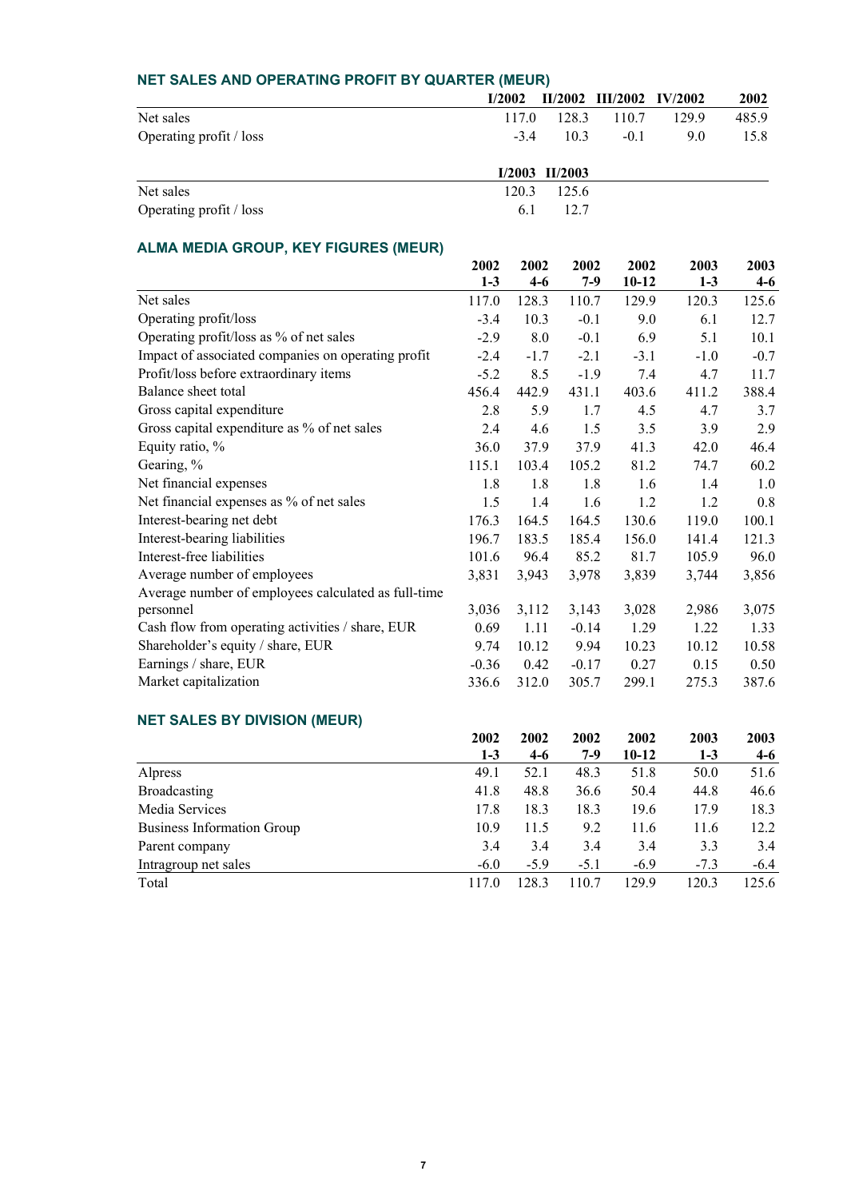## NET SALES AND OPERATING PROFIT BY QUARTER (MEUR)

| | I/2002 | II/2002 | III/2002 | IV/2002 | 2002 |
|---|---|---|---|---|---|
| Net sales | 117.0 | 128.3 | 110.7 | 129.9 | 485.9 |
| Operating profit / loss | -3.4 | 10.3 | -0.1 | 9.0 | 15.8 |

| | I/2003 | II/2003 |
|---|---|---|
| Net sales | 120.3 | 125.6 |
| Operating profit / loss | 6.1 | 12.7 |

## ALMA MEDIA GROUP, KEY FIGURES (MEUR)

| | 2002 1-3 | 2002 4-6 | 2002 7-9 | 2002 10-12 | 2003 1-3 | 2003 4-6 |
|---|---|---|---|---|---|---|
| Net sales | 117.0 | 128.3 | 110.7 | 129.9 | 120.3 | 125.6 |
| Operating profit/loss | -3.4 | 10.3 | -0.1 | 9.0 | 6.1 | 12.7 |
| Operating profit/loss as % of net sales | -2.9 | 8.0 | -0.1 | 6.9 | 5.1 | 10.1 |
| Impact of associated companies on operating profit | -2.4 | -1.7 | -2.1 | -3.1 | -1.0 | -0.7 |
| Profit/loss before extraordinary items | -5.2 | 8.5 | -1.9 | 7.4 | 4.7 | 11.7 |
| Balance sheet total | 456.4 | 442.9 | 431.1 | 403.6 | 411.2 | 388.4 |
| Gross capital expenditure | 2.8 | 5.9 | 1.7 | 4.5 | 4.7 | 3.7 |
| Gross capital expenditure as % of net sales | 2.4 | 4.6 | 1.5 | 3.5 | 3.9 | 2.9 |
| Equity ratio, % | 36.0 | 37.9 | 37.9 | 41.3 | 42.0 | 46.4 |
| Gearing, % | 115.1 | 103.4 | 105.2 | 81.2 | 74.7 | 60.2 |
| Net financial expenses | 1.8 | 1.8 | 1.8 | 1.6 | 1.4 | 1.0 |
| Net financial expenses as % of net sales | 1.5 | 1.4 | 1.6 | 1.2 | 1.2 | 0.8 |
| Interest-bearing net debt | 176.3 | 164.5 | 164.5 | 130.6 | 119.0 | 100.1 |
| Interest-bearing liabilities | 196.7 | 183.5 | 185.4 | 156.0 | 141.4 | 121.3 |
| Interest-free liabilities | 101.6 | 96.4 | 85.2 | 81.7 | 105.9 | 96.0 |
| Average number of employees | 3,831 | 3,943 | 3,978 | 3,839 | 3,744 | 3,856 |
| Average number of employees calculated as full-time personnel | 3,036 | 3,112 | 3,143 | 3,028 | 2,986 | 3,075 |
| Cash flow from operating activities / share, EUR | 0.69 | 1.11 | -0.14 | 1.29 | 1.22 | 1.33 |
| Shareholder's equity / share, EUR | 9.74 | 10.12 | 9.94 | 10.23 | 10.12 | 10.58 |
| Earnings / share, EUR | -0.36 | 0.42 | -0.17 | 0.27 | 0.15 | 0.50 |
| Market capitalization | 336.6 | 312.0 | 305.7 | 299.1 | 275.3 | 387.6 |

## NET SALES BY DIVISION (MEUR)

| | 2002 1-3 | 2002 4-6 | 2002 7-9 | 2002 10-12 | 2003 1-3 | 2003 4-6 |
|---|---|---|---|---|---|---|
| Alpress | 49.1 | 52.1 | 48.3 | 51.8 | 50.0 | 51.6 |
| Broadcasting | 41.8 | 48.8 | 36.6 | 50.4 | 44.8 | 46.6 |
| Media Services | 17.8 | 18.3 | 18.3 | 19.6 | 17.9 | 18.3 |
| Business Information Group | 10.9 | 11.5 | 9.2 | 11.6 | 11.6 | 12.2 |
| Parent company | 3.4 | 3.4 | 3.4 | 3.4 | 3.3 | 3.4 |
| Intragroup net sales | -6.0 | -5.9 | -5.1 | -6.9 | -7.3 | -6.4 |
| Total | 117.0 | 128.3 | 110.7 | 129.9 | 120.3 | 125.6 |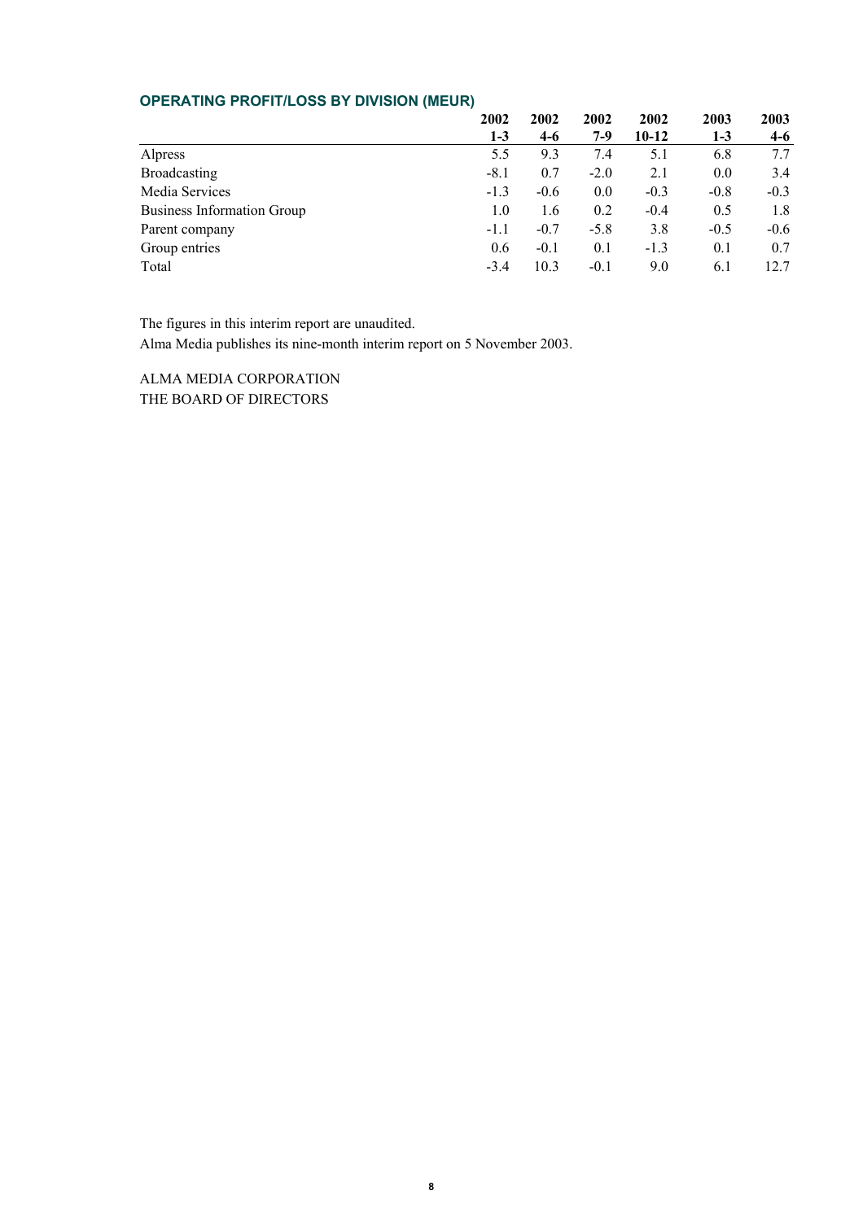### OPERATING PROFIT/LOSS BY DIVISION (MEUR)

| | 2002 1-3 | 2002 4-6 | 2002 7-9 | 2002 10-12 | 2003 1-3 | 2003 4-6 |
|---|---|---|---|---|---|---|
| Alpress | 5.5 | 9.3 | 7.4 | 5.1 | 6.8 | 7.7 |
| Broadcasting | -8.1 | 0.7 | -2.0 | 2.1 | 0.0 | 3.4 |
| Media Services | -1.3 | -0.6 | 0.0 | -0.3 | -0.8 | -0.3 |
| Business Information Group | 1.0 | 1.6 | 0.2 | -0.4 | 0.5 | 1.8 |
| Parent company | -1.1 | -0.7 | -5.8 | 3.8 | -0.5 | -0.6 |
| Group entries | 0.6 | -0.1 | 0.1 | -1.3 | 0.1 | 0.7 |
| Total | -3.4 | 10.3 | -0.1 | 9.0 | 6.1 | 12.7 |

The figures in this interim report are unaudited.
Alma Media publishes its nine-month interim report on 5 November 2003.

ALMA MEDIA CORPORATION
THE BOARD OF DIRECTORS